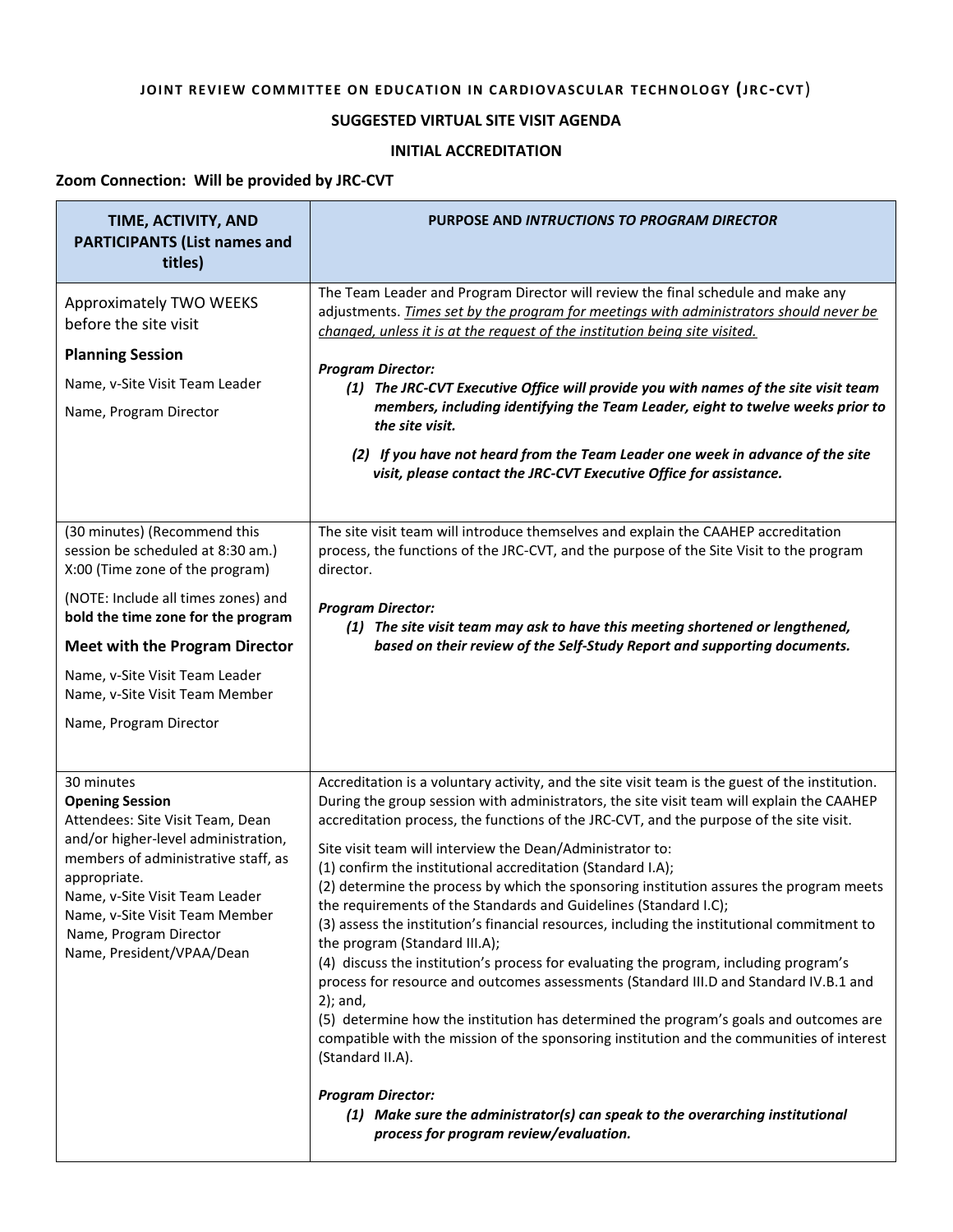**JOINT REVIEW COMMITTEE ON EDUCATION IN CARDIOVASCULAR TECHNOLOGY (JRC-CVT)**

**SUGGESTED VIRTUAL SITE VISIT AGENDA**

**INITIAL ACCREDITATION**

**Zoom Connection: Will be provided by JRC-CVT**

| TIME, ACTIVITY, AND PARTICIPANTS (List names and titles) | PURPOSE AND *INTRUCTIONS TO PROGRAM DIRECTOR* |
|---|---|
| Approximately TWO WEEKS before the site visit<br>**Planning Session**<br>Name, v-Site Visit Team Leader<br>Name, Program Director | The Team Leader and Program Director will review the final schedule and make any adjustments. *<u>Times set by the program for meetings with administrators should never be changed, unless it is at the request of the institution being site visited.</u>*<br><br>***Program Director:***<br>***(1) The JRC-CVT Executive Office will provide you with names of the site visit team members, including identifying the Team Leader, eight to twelve weeks prior to the site visit.***<br>***(2) If you have not heard from the Team Leader one week in advance of the site visit, please contact the JRC-CVT Executive Office for assistance.*** |
| (30 minutes) (Recommend this session be scheduled at 8:30 am.) X:00 (Time zone of the program)<br>(NOTE: Include all times zones) and **bold the time zone for the program**<br>**Meet with the Program Director**<br>Name, v-Site Visit Team Leader<br>Name, v-Site Visit Team Member<br>Name, Program Director | The site visit team will introduce themselves and explain the CAAHEP accreditation process, the functions of the JRC-CVT, and the purpose of the Site Visit to the program director.<br><br>***Program Director:***<br>***(1) The site visit team may ask to have this meeting shortened or lengthened, based on their review of the Self-Study Report and supporting documents.*** |
| 30 minutes<br>**Opening Session**<br>Attendees: Site Visit Team, Dean and/or higher-level administration, members of administrative staff, as appropriate.<br>Name, v-Site Visit Team Leader<br>Name, v-Site Visit Team Member<br>Name, Program Director<br>Name, President/VPAA/Dean | Accreditation is a voluntary activity, and the site visit team is the guest of the institution. During the group session with administrators, the site visit team will explain the CAAHEP accreditation process, the functions of the JRC-CVT, and the purpose of the site visit.<br><br>Site visit team will interview the Dean/Administrator to:<br>(1) confirm the institutional accreditation (Standard I.A);<br>(2) determine the process by which the sponsoring institution assures the program meets the requirements of the Standards and Guidelines (Standard I.C);<br>(3) assess the institution's financial resources, including the institutional commitment to the program (Standard III.A);<br>(4) discuss the institution's process for evaluating the program, including program's process for resource and outcomes assessments (Standard III.D and Standard IV.B.1 and 2); and,<br>(5) determine how the institution has determined the program's goals and outcomes are compatible with the mission of the sponsoring institution and the communities of interest (Standard II.A).<br><br>***Program Director:***<br>***(1) Make sure the administrator(s) can speak to the overarching institutional process for program review/evaluation.*** |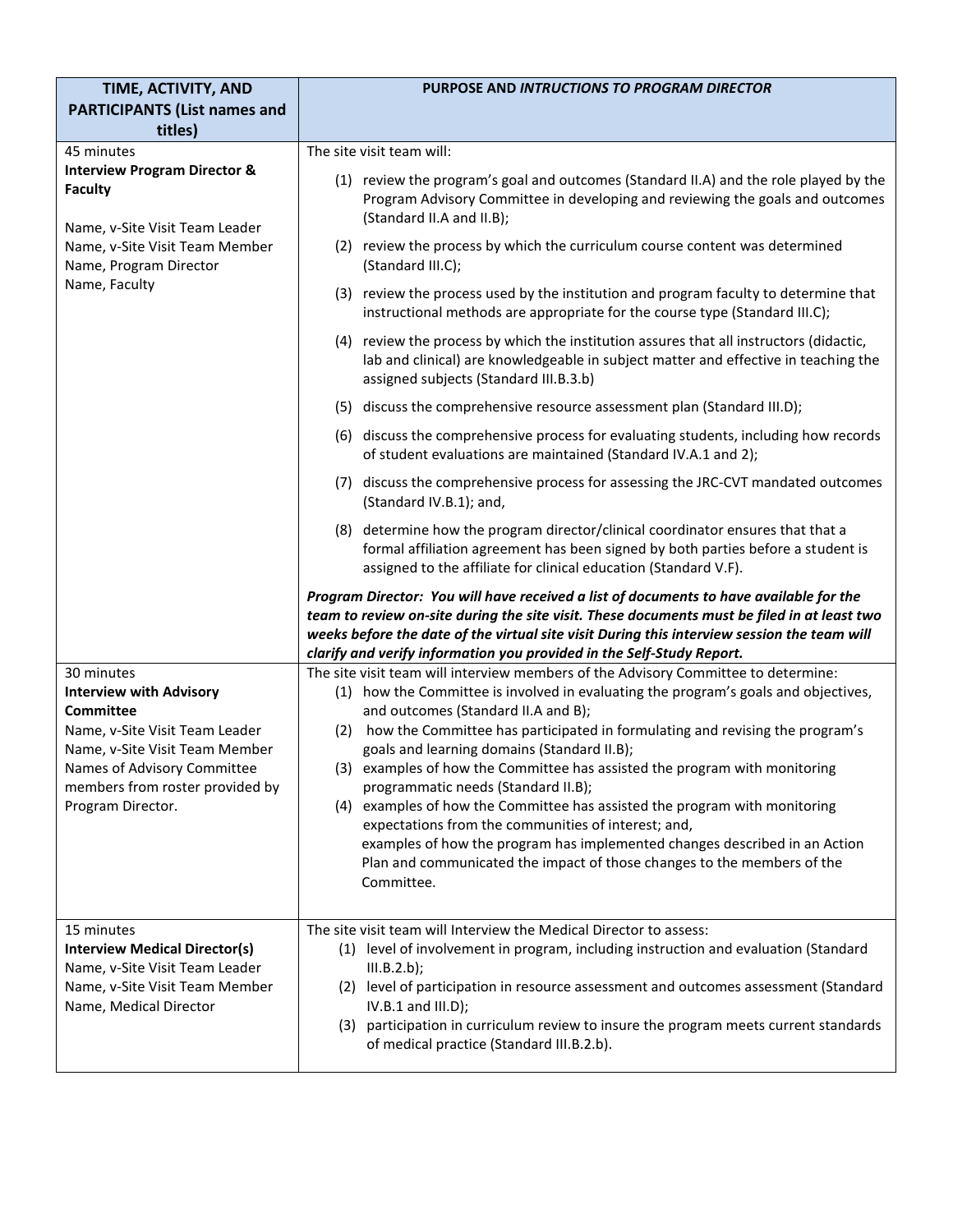| TIME, ACTIVITY, AND PARTICIPANTS (List names and titles) | PURPOSE AND *INTRUCTIONS TO PROGRAM DIRECTOR* |
|---|---|
| 45 minutes<br>**Interview Program Director & Faculty**<br><br>Name, v-Site Visit Team Leader<br>Name, v-Site Visit Team Member<br>Name, Program Director<br>Name, Faculty | The site visit team will:<br>(1) review the program's goal and outcomes (Standard II.A) and the role played by the Program Advisory Committee in developing and reviewing the goals and outcomes (Standard II.A and II.B);<br>(2) review the process by which the curriculum course content was determined (Standard III.C);<br>(3) review the process used by the institution and program faculty to determine that instructional methods are appropriate for the course type (Standard III.C);<br>(4) review the process by which the institution assures that all instructors (didactic, lab and clinical) are knowledgeable in subject matter and effective in teaching the assigned subjects (Standard III.B.3.b)<br>(5) discuss the comprehensive resource assessment plan (Standard III.D);<br>(6) discuss the comprehensive process for evaluating students, including how records of student evaluations are maintained (Standard IV.A.1 and 2);<br>(7) discuss the comprehensive process for assessing the JRC-CVT mandated outcomes (Standard IV.B.1); and,<br>(8) determine how the program director/clinical coordinator ensures that that a formal affiliation agreement has been signed by both parties before a student is assigned to the affiliate for clinical education (Standard V.F).<br><br>***Program Director: You will have received a list of documents to have available for the team to review on-site during the site visit. These documents must be filed in at least two weeks before the date of the virtual site visit During this interview session the team will clarify and verify information you provided in the Self-Study Report.*** |
| 30 minutes<br>**Interview with Advisory Committee**<br>Name, v-Site Visit Team Leader<br>Name, v-Site Visit Team Member<br>Names of Advisory Committee members from roster provided by Program Director. | The site visit team will interview members of the Advisory Committee to determine:<br>(1) how the Committee is involved in evaluating the program's goals and objectives, and outcomes (Standard II.A and B);<br>(2) how the Committee has participated in formulating and revising the program's goals and learning domains (Standard II.B);<br>(3) examples of how the Committee has assisted the program with monitoring programmatic needs (Standard II.B);<br>(4) examples of how the Committee has assisted the program with monitoring expectations from the communities of interest; and,<br>examples of how the program has implemented changes described in an Action Plan and communicated the impact of those changes to the members of the Committee. |
| 15 minutes<br>**Interview Medical Director(s)**<br>Name, v-Site Visit Team Leader<br>Name, v-Site Visit Team Member<br>Name, Medical Director | The site visit team will Interview the Medical Director to assess:<br>(1) level of involvement in program, including instruction and evaluation (Standard III.B.2.b);<br>(2) level of participation in resource assessment and outcomes assessment (Standard IV.B.1 and III.D);<br>(3) participation in curriculum review to insure the program meets current standards of medical practice (Standard III.B.2.b). |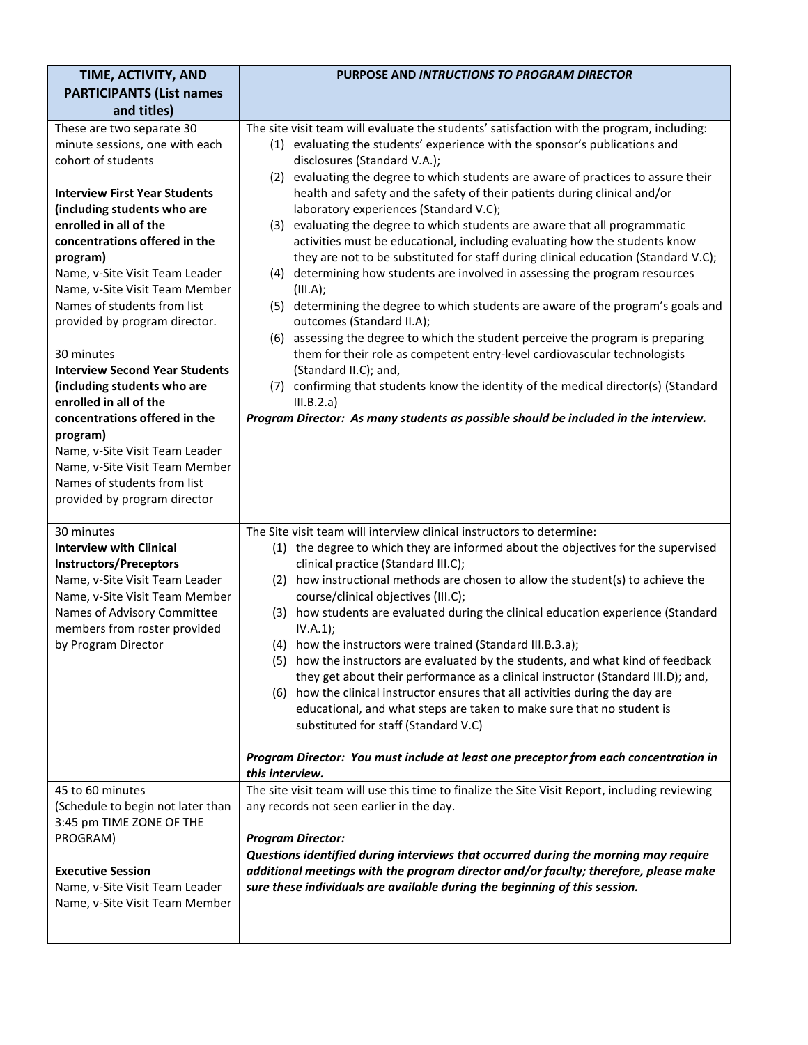| TIME, ACTIVITY, AND PARTICIPANTS (List names and titles) | PURPOSE AND *INTRUCTIONS TO PROGRAM DIRECTOR* |
|---|---|
| These are two separate 30 minute sessions, one with each cohort of students<br><br>**Interview First Year Students (including students who are enrolled in all of the concentrations offered in the program)**<br>Name, v-Site Visit Team Leader<br>Name, v-Site Visit Team Member<br>Names of students from list provided by program director.<br><br>30 minutes<br>**Interview Second Year Students (including students who are enrolled in all of the concentrations offered in the program)**<br>Name, v-Site Visit Team Leader<br>Name, v-Site Visit Team Member<br>Names of students from list provided by program director | The site visit team will evaluate the students' satisfaction with the program, including:<br>(1) evaluating the students' experience with the sponsor's publications and disclosures (Standard V.A.);<br>(2) evaluating the degree to which students are aware of practices to assure their health and safety and the safety of their patients during clinical and/or laboratory experiences (Standard V.C);<br>(3) evaluating the degree to which students are aware that all programmatic activities must be educational, including evaluating how the students know they are not to be substituted for staff during clinical education (Standard V.C);<br>(4) determining how students are involved in assessing the program resources (III.A);<br>(5) determining the degree to which students are aware of the program's goals and outcomes (Standard II.A);<br>(6) assessing the degree to which the student perceive the program is preparing them for their role as competent entry-level cardiovascular technologists (Standard II.C); and,<br>(7) confirming that students know the identity of the medical director(s) (Standard III.B.2.a)<br>***Program Director: As many students as possible should be included in the interview.*** |
| 30 minutes<br>**Interview with Clinical Instructors/Preceptors**<br>Name, v-Site Visit Team Leader<br>Name, v-Site Visit Team Member<br>Names of Advisory Committee members from roster provided by Program Director | The Site visit team will interview clinical instructors to determine:<br>(1) the degree to which they are informed about the objectives for the supervised clinical practice (Standard III.C);<br>(2) how instructional methods are chosen to allow the student(s) to achieve the course/clinical objectives (III.C);<br>(3) how students are evaluated during the clinical education experience (Standard IV.A.1);<br>(4) how the instructors were trained (Standard III.B.3.a);<br>(5) how the instructors are evaluated by the students, and what kind of feedback they get about their performance as a clinical instructor (Standard III.D); and,<br>(6) how the clinical instructor ensures that all activities during the day are educational, and what steps are taken to make sure that no student is substituted for staff (Standard V.C)<br><br>***Program Director: You must include at least one preceptor from each concentration in this interview.*** |
| 45 to 60 minutes<br>(Schedule to begin not later than 3:45 pm TIME ZONE OF THE PROGRAM)<br><br>**Executive Session**<br>Name, v-Site Visit Team Leader<br>Name, v-Site Visit Team Member | The site visit team will use this time to finalize the Site Visit Report, including reviewing any records not seen earlier in the day.<br><br>***Program Director:***<br>***Questions identified during interviews that occurred during the morning may require additional meetings with the program director and/or faculty; therefore, please make sure these individuals are available during the beginning of this session.*** |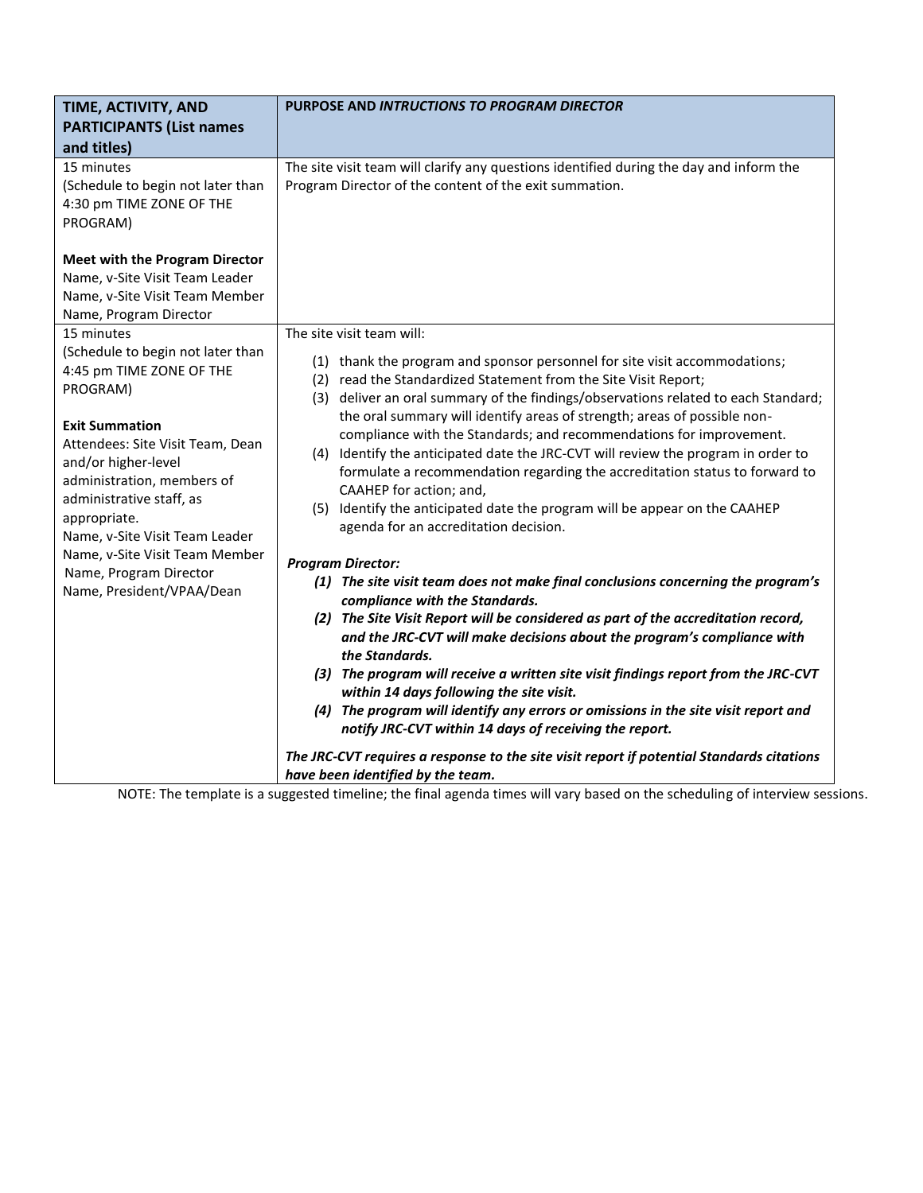| **TIME, ACTIVITY, AND PARTICIPANTS (List names and titles)** | **PURPOSE AND *INTRUCTIONS TO PROGRAM DIRECTOR*** |
|---|---|
| 15 minutes<br>(Schedule to begin not later than 4:30 pm TIME ZONE OF THE PROGRAM)<br><br>**Meet with the Program Director**<br>Name, v-Site Visit Team Leader<br>Name, v-Site Visit Team Member<br>Name, Program Director | The site visit team will clarify any questions identified during the day and inform the Program Director of the content of the exit summation. |
| 15 minutes<br>(Schedule to begin not later than 4:45 pm TIME ZONE OF THE PROGRAM)<br><br>**Exit Summation**<br>Attendees: Site Visit Team, Dean and/or higher-level administration, members of administrative staff, as appropriate.<br>Name, v-Site Visit Team Leader<br>Name, v-Site Visit Team Member<br>Name, Program Director<br>Name, President/VPAA/Dean | The site visit team will:<br>(1) thank the program and sponsor personnel for site visit accommodations;<br>(2) read the Standardized Statement from the Site Visit Report;<br>(3) deliver an oral summary of the findings/observations related to each Standard; the oral summary will identify areas of strength; areas of possible non-compliance with the Standards; and recommendations for improvement.<br>(4) Identify the anticipated date the JRC-CVT will review the program in order to formulate a recommendation regarding the accreditation status to forward to CAAHEP for action; and,<br>(5) Identify the anticipated date the program will be appear on the CAAHEP agenda for an accreditation decision.<br><br>***Program Director:***<br>***(1) The site visit team does not make final conclusions concerning the program's compliance with the Standards.***<br>***(2) The Site Visit Report will be considered as part of the accreditation record, and the JRC-CVT will make decisions about the program's compliance with the Standards.***<br>***(3) The program will receive a written site visit findings report from the JRC-CVT within 14 days following the site visit.***<br>***(4) The program will identify any errors or omissions in the site visit report and notify JRC-CVT within 14 days of receiving the report.***<br><br>***The JRC-CVT requires a response to the site visit report if potential Standards citations have been identified by the team.*** |

NOTE: The template is a suggested timeline; the final agenda times will vary based on the scheduling of interview sessions.